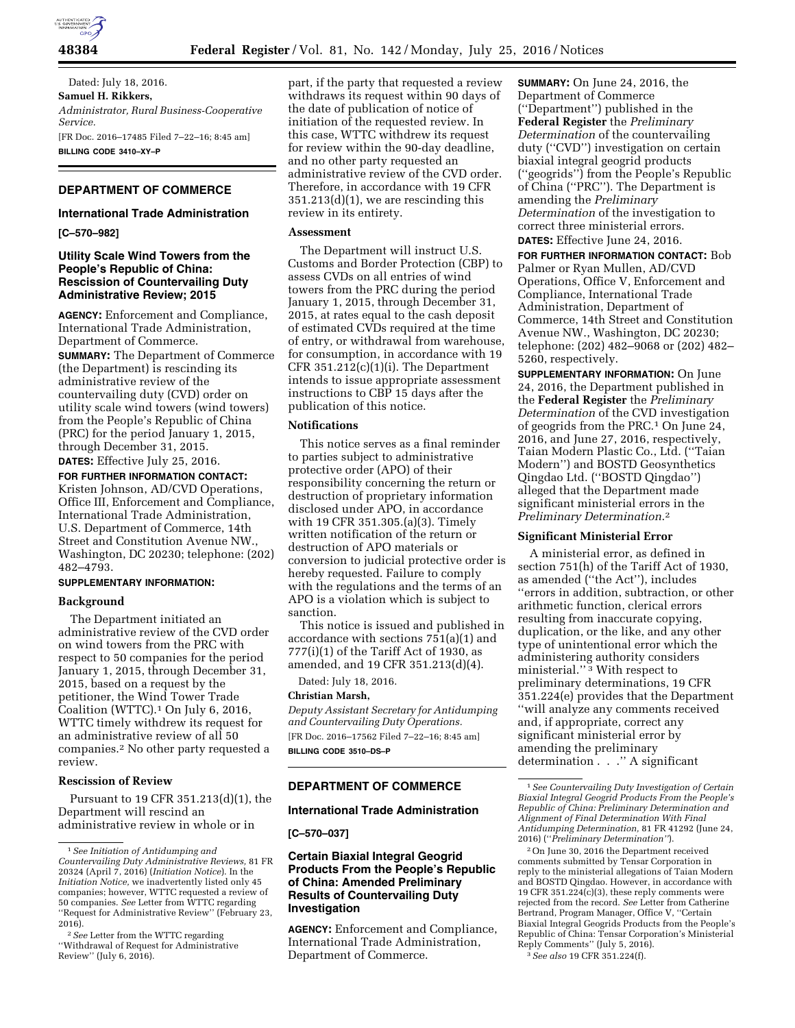Dated: July 18, 2016.

**Samuel H. Rikkers,**

*Administrator, Rural Business-Cooperative Service.*

[FR Doc. 2016–17485 Filed 7–22–16; 8:45 am]

**BILLING CODE 3410–XY–P**

## DEPARTMENT OF COMMERCE

### International Trade Administration

**[C–570–982]**

### Utility Scale Wind Towers from the People's Republic of China: Rescission of Countervailing Duty Administrative Review; 2015

**AGENCY:** Enforcement and Compliance, International Trade Administration, Department of Commerce.

**SUMMARY:** The Department of Commerce (the Department) is rescinding its administrative review of the countervailing duty (CVD) order on utility scale wind towers (wind towers) from the People's Republic of China (PRC) for the period January 1, 2015, through December 31, 2015.

**DATES:** Effective July 25, 2016.

**FOR FURTHER INFORMATION CONTACT:** Kristen Johnson, AD/CVD Operations, Office III, Enforcement and Compliance, International Trade Administration, U.S. Department of Commerce, 14th Street and Constitution Avenue NW., Washington, DC 20230; telephone: (202) 482–4793.

**SUPPLEMENTARY INFORMATION:**

#### Background

The Department initiated an administrative review of the CVD order on wind towers from the PRC with respect to 50 companies for the period January 1, 2015, through December 31, 2015, based on a request by the petitioner, the Wind Tower Trade Coalition (WTTC).[1] On July 6, 2016, WTTC timely withdrew its request for an administrative review of all 50 companies.[2] No other party requested a review.

#### Rescission of Review

Pursuant to 19 CFR 351.213(d)(1), the Department will rescind an administrative review in whole or in part, if the party that requested a review withdraws its request within 90 days of the date of publication of notice of initiation of the requested review. In this case, WTTC withdrew its request for review within the 90-day deadline, and no other party requested an administrative review of the CVD order. Therefore, in accordance with 19 CFR 351.213(d)(1), we are rescinding this review in its entirety.

#### Assessment

The Department will instruct U.S. Customs and Border Protection (CBP) to assess CVDs on all entries of wind towers from the PRC during the period January 1, 2015, through December 31, 2015, at rates equal to the cash deposit of estimated CVDs required at the time of entry, or withdrawal from warehouse, for consumption, in accordance with 19 CFR 351.212(c)(1)(i). The Department intends to issue appropriate assessment instructions to CBP 15 days after the publication of this notice.

#### Notifications

This notice serves as a final reminder to parties subject to administrative protective order (APO) of their responsibility concerning the return or destruction of proprietary information disclosed under APO, in accordance with 19 CFR 351.305.(a)(3). Timely written notification of the return or destruction of APO materials or conversion to judicial protective order is hereby requested. Failure to comply with the regulations and the terms of an APO is a violation which is subject to sanction.

This notice is issued and published in accordance with sections 751(a)(1) and 777(i)(1) of the Tariff Act of 1930, as amended, and 19 CFR 351.213(d)(4).

Dated: July 18, 2016.

**Christian Marsh,**

*Deputy Assistant Secretary for Antidumping and Countervailing Duty Operations.*

[FR Doc. 2016–17562 Filed 7–22–16; 8:45 am]

**BILLING CODE 3510–DS–P**

[1] *See Initiation of Antidumping and Countervailing Duty Administrative Reviews,* 81 FR 20324 (April 7, 2016) (*Initiation Notice*). In the *Initiation Notice,* we inadvertently listed only 45 companies; however, WTTC requested a review of 50 companies. *See* Letter from WTTC regarding ''Request for Administrative Review'' (February 23, 2016).

[2] *See* Letter from the WTTC regarding ''Withdrawal of Request for Administrative Review'' (July 6, 2016).

## DEPARTMENT OF COMMERCE

### International Trade Administration

**[C–570–037]**

### Certain Biaxial Integral Geogrid Products From the People's Republic of China: Amended Preliminary Results of Countervailing Duty Investigation

**AGENCY:** Enforcement and Compliance, International Trade Administration, Department of Commerce.

**SUMMARY:** On June 24, 2016, the Department of Commerce (''Department'') published in the **Federal Register** the *Preliminary Determination* of the countervailing duty (''CVD'') investigation on certain biaxial integral geogrid products (''geogrids'') from the People's Republic of China (''PRC''). The Department is amending the *Preliminary Determination* of the investigation to correct three ministerial errors.

**DATES:** Effective June 24, 2016.

**FOR FURTHER INFORMATION CONTACT:** Bob Palmer or Ryan Mullen, AD/CVD Operations, Office V, Enforcement and Compliance, International Trade Administration, Department of Commerce, 14th Street and Constitution Avenue NW., Washington, DC 20230; telephone: (202) 482–9068 or (202) 482–5260, respectively.

**SUPPLEMENTARY INFORMATION:** On June 24, 2016, the Department published in the **Federal Register** the *Preliminary Determination* of the CVD investigation of geogrids from the PRC.[1] On June 24, 2016, and June 27, 2016, respectively, Taian Modern Plastic Co., Ltd. (''Taian Modern'') and BOSTD Geosynthetics Qingdao Ltd. (''BOSTD Qingdao'') alleged that the Department made significant ministerial errors in the *Preliminary Determination.*[2]

#### Significant Ministerial Error

A ministerial error, as defined in section 751(h) of the Tariff Act of 1930, as amended (''the Act''), includes ''errors in addition, subtraction, or other arithmetic function, clerical errors resulting from inaccurate copying, duplication, or the like, and any other type of unintentional error which the administering authority considers ministerial.''[3] With respect to preliminary determinations, 19 CFR 351.224(e) provides that the Department ''will analyze any comments received and, if appropriate, correct any significant ministerial error by amending the preliminary determination . . .'' A significant

[1] *See Countervailing Duty Investigation of Certain Biaxial Integral Geogrid Products From the People's Republic of China: Preliminary Determination and Alignment of Final Determination With Final Antidumping Determination,* 81 FR 41292 (June 24, 2016) (''*Preliminary Determination''*).

[2] On June 30, 2016 the Department received comments submitted by Tensar Corporation in reply to the ministerial allegations of Taian Modern and BOSTD Qingdao. However, in accordance with 19 CFR 351.224(c)(3), these reply comments were rejected from the record. *See* Letter from Catherine Bertrand, Program Manager, Office V, ''Certain Biaxial Integral Geogrids Products from the People's Republic of China: Tensar Corporation's Ministerial Reply Comments'' (July 5, 2016).

[3] *See also* 19 CFR 351.224(f).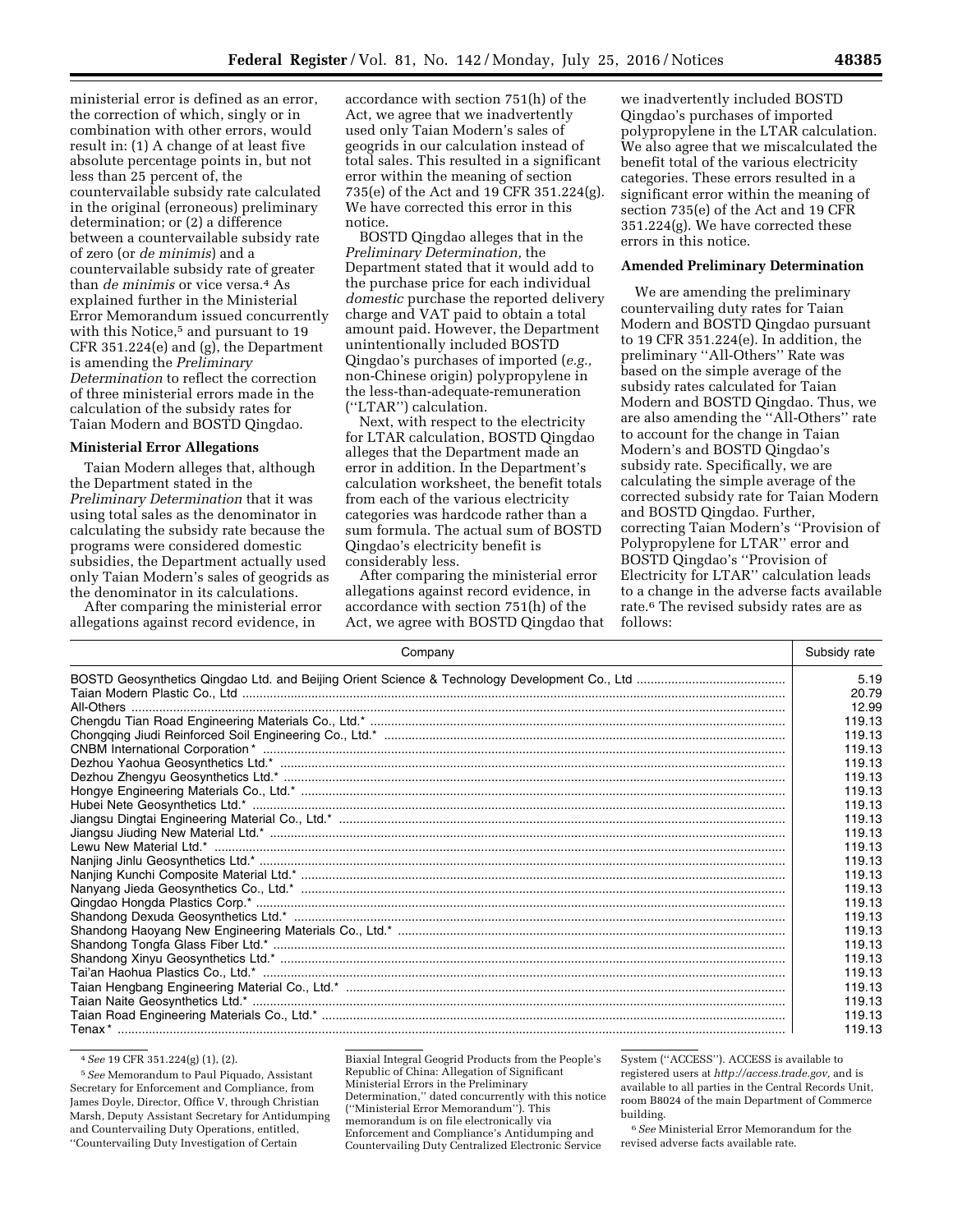ministerial error is defined as an error, the correction of which, singly or in combination with other errors, would result in: (1) A change of at least five absolute percentage points in, but not less than 25 percent of, the countervailable subsidy rate calculated in the original (erroneous) preliminary determination; or (2) a difference between a countervailable subsidy rate of zero (or *de minimis*) and a countervailable subsidy rate of greater than *de minimis* or vice versa.[4] As explained further in the Ministerial Error Memorandum issued concurrently with this Notice,[5] and pursuant to 19 CFR 351.224(e) and (g), the Department is amending the *Preliminary Determination* to reflect the correction of three ministerial errors made in the calculation of the subsidy rates for Taian Modern and BOSTD Qingdao.

**Ministerial Error Allegations**

Taian Modern alleges that, although the Department stated in the *Preliminary Determination* that it was using total sales as the denominator in calculating the subsidy rate because the programs were considered domestic subsidies, the Department actually used only Taian Modern's sales of geogrids as the denominator in its calculations.

After comparing the ministerial error allegations against record evidence, in accordance with section 751(h) of the Act, we agree that we inadvertently used only Taian Modern's sales of geogrids in our calculation instead of total sales. This resulted in a significant error within the meaning of section 735(e) of the Act and 19 CFR 351.224(g). We have corrected this error in this notice.

BOSTD Qingdao alleges that in the *Preliminary Determination,* the Department stated that it would add to the purchase price for each individual *domestic* purchase the reported delivery charge and VAT paid to obtain a total amount paid. However, the Department unintentionally included BOSTD Qingdao's purchases of imported (*e.g.,* non-Chinese origin) polypropylene in the less-than-adequate-remuneration (''LTAR'') calculation.

Next, with respect to the electricity for LTAR calculation, BOSTD Qingdao alleges that the Department made an error in addition. In the Department's calculation worksheet, the benefit totals from each of the various electricity categories was hardcode rather than a sum formula. The actual sum of BOSTD Qingdao's electricity benefit is considerably less.

After comparing the ministerial error allegations against record evidence, in accordance with section 751(h) of the Act, we agree with BOSTD Qingdao that we inadvertently included BOSTD Qingdao's purchases of imported polypropylene in the LTAR calculation. We also agree that we miscalculated the benefit total of the various electricity categories. These errors resulted in a significant error within the meaning of section 735(e) of the Act and 19 CFR 351.224(g). We have corrected these errors in this notice.

**Amended Preliminary Determination**

We are amending the preliminary countervailing duty rates for Taian Modern and BOSTD Qingdao pursuant to 19 CFR 351.224(e). In addition, the preliminary ''All-Others'' Rate was based on the simple average of the subsidy rates calculated for Taian Modern and BOSTD Qingdao. Thus, we are also amending the ''All-Others'' rate to account for the change in Taian Modern's and BOSTD Qingdao's subsidy rate. Specifically, we are calculating the simple average of the corrected subsidy rate for Taian Modern and BOSTD Qingdao. Further, correcting Taian Modern's ''Provision of Polypropylene for LTAR'' error and BOSTD Qingdao's ''Provision of Electricity for LTAR'' calculation leads to a change in the adverse facts available rate.[6] The revised subsidy rates are as follows:

| Company | Subsidy rate |
|---|---|
| BOSTD Geosynthetics Qingdao Ltd. and Beijing Orient Science & Technology Development Co., Ltd | 5.19 |
| Taian Modern Plastic Co., Ltd | 20.79 |
| All-Others | 12.99 |
| Chengdu Tian Road Engineering Materials Co., Ltd.* | 119.13 |
| Chongqing Jiudi Reinforced Soil Engineering Co., Ltd.* | 119.13 |
| CNBM International Corporation* | 119.13 |
| Dezhou Yaohua Geosynthetics Ltd.* | 119.13 |
| Dezhou Zhengyu Geosynthetics Ltd.* | 119.13 |
| Hongye Engineering Materials Co., Ltd.* | 119.13 |
| Hubei Nete Geosynthetics Ltd.* | 119.13 |
| Jiangsu Dingtai Engineering Material Co., Ltd.* | 119.13 |
| Jiangsu Jiuding New Material Ltd.* | 119.13 |
| Lewu New Material Ltd.* | 119.13 |
| Nanjing Jinlu Geosynthetics Ltd.* | 119.13 |
| Nanjing Kunchi Composite Material Ltd.* | 119.13 |
| Nanyang Jieda Geosynthetics Co., Ltd.* | 119.13 |
| Qingdao Hongda Plastics Corp.* | 119.13 |
| Shandong Dexuda Geosynthetics Ltd.* | 119.13 |
| Shandong Haoyang New Engineering Materials Co., Ltd.* | 119.13 |
| Shandong Tongfa Glass Fiber Ltd.* | 119.13 |
| Shandong Xinyu Geosynthetics Ltd.* | 119.13 |
| Tai'an Haohua Plastics Co., Ltd.* | 119.13 |
| Taian Hengbang Engineering Material Co., Ltd.* | 119.13 |
| Taian Naite Geosynthetics Ltd.* | 119.13 |
| Taian Road Engineering Materials Co., Ltd.* | 119.13 |
| Tenax* | 119.13 |

[4] *See* 19 CFR 351.224(g) (1), (2).

[5] *See* Memorandum to Paul Piquado, Assistant Secretary for Enforcement and Compliance, from James Doyle, Director, Office V, through Christian Marsh, Deputy Assistant Secretary for Antidumping and Countervailing Duty Operations, entitled, ''Countervailing Duty Investigation of Certain Biaxial Integral Geogrid Products from the People's Republic of China: Allegation of Significant Ministerial Errors in the Preliminary Determination,'' dated concurrently with this notice (''Ministerial Error Memorandum''). This memorandum is on file electronically via Enforcement and Compliance's Antidumping and Countervailing Duty Centralized Electronic Service System (''ACCESS''). ACCESS is available to registered users at *http://access.trade.gov,* and is available to all parties in the Central Records Unit, room B8024 of the main Department of Commerce building.

[6] *See* Ministerial Error Memorandum for the revised adverse facts available rate.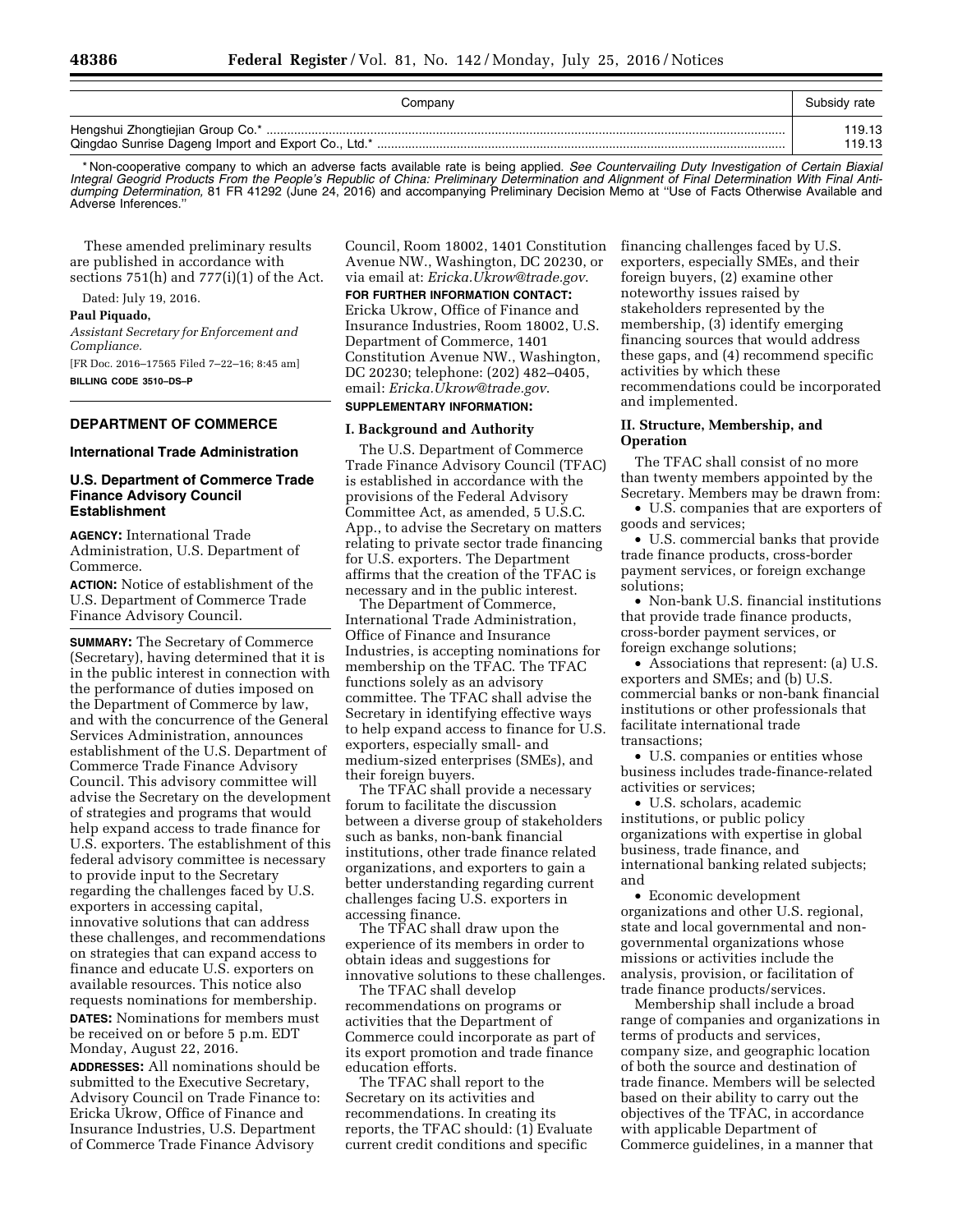| Company | Subsidy rate |
| --- | --- |
| Hengshui Zhongtiejian Group Co.* | 119.13 |
| Qingdao Sunrise Dageng Import and Export Co., Ltd.* | 119.13 |

* Non-cooperative company to which an adverse facts available rate is being applied. *See Countervailing Duty Investigation of Certain Biaxial Integral Geogrid Products From the People's Republic of China: Preliminary Determination and Alignment of Final Determination With Final Antidumping Determination,* 81 FR 41292 (June 24, 2016) and accompanying Preliminary Decision Memo at "Use of Facts Otherwise Available and Adverse Inferences."

These amended preliminary results are published in accordance with sections 751(h) and 777(i)(1) of the Act.

Dated: July 19, 2016.

**Paul Piquado,**

*Assistant Secretary for Enforcement and Compliance.*

[FR Doc. 2016–17565 Filed 7–22–16; 8:45 am]

**BILLING CODE 3510–DS–P**

---

## DEPARTMENT OF COMMERCE

### International Trade Administration

### U.S. Department of Commerce Trade Finance Advisory Council Establishment

**AGENCY:** International Trade Administration, U.S. Department of Commerce.

**ACTION:** Notice of establishment of the U.S. Department of Commerce Trade Finance Advisory Council.

**SUMMARY:** The Secretary of Commerce (Secretary), having determined that it is in the public interest in connection with the performance of duties imposed on the Department of Commerce by law, and with the concurrence of the General Services Administration, announces establishment of the U.S. Department of Commerce Trade Finance Advisory Council. This advisory committee will advise the Secretary on the development of strategies and programs that would help expand access to trade finance for U.S. exporters. The establishment of this federal advisory committee is necessary to provide input to the Secretary regarding the challenges faced by U.S. exporters in accessing capital, innovative solutions that can address these challenges, and recommendations on strategies that can expand access to finance and educate U.S. exporters on available resources. This notice also requests nominations for membership.

**DATES:** Nominations for members must be received on or before 5 p.m. EDT Monday, August 22, 2016.

**ADDRESSES:** All nominations should be submitted to the Executive Secretary, Advisory Council on Trade Finance to: Ericka Ukrow, Office of Finance and Insurance Industries, U.S. Department of Commerce Trade Finance Advisory Council, Room 18002, 1401 Constitution Avenue NW., Washington, DC 20230, or via email at: *Ericka.Ukrow@trade.gov*.

**FOR FURTHER INFORMATION CONTACT:** Ericka Ukrow, Office of Finance and Insurance Industries, Room 18002, U.S. Department of Commerce, 1401 Constitution Avenue NW., Washington, DC 20230; telephone: (202) 482–0405, email: *Ericka.Ukrow@trade.gov*.

**SUPPLEMENTARY INFORMATION:**

#### I. Background and Authority

The U.S. Department of Commerce Trade Finance Advisory Council (TFAC) is established in accordance with the provisions of the Federal Advisory Committee Act, as amended, 5 U.S.C. App., to advise the Secretary on matters relating to private sector trade financing for U.S. exporters. The Department affirms that the creation of the TFAC is necessary and in the public interest.

The Department of Commerce, International Trade Administration, Office of Finance and Insurance Industries, is accepting nominations for membership on the TFAC. The TFAC functions solely as an advisory committee. The TFAC shall advise the Secretary in identifying effective ways to help expand access to finance for U.S. exporters, especially small- and medium-sized enterprises (SMEs), and their foreign buyers.

The TFAC shall provide a necessary forum to facilitate the discussion between a diverse group of stakeholders such as banks, non-bank financial institutions, other trade finance related organizations, and exporters to gain a better understanding regarding current challenges facing U.S. exporters in accessing finance.

The TFAC shall draw upon the experience of its members in order to obtain ideas and suggestions for innovative solutions to these challenges.

The TFAC shall develop recommendations on programs or activities that the Department of Commerce could incorporate as part of its export promotion and trade finance education efforts.

The TFAC shall report to the Secretary on its activities and recommendations. In creating its reports, the TFAC should: (1) Evaluate current credit conditions and specific financing challenges faced by U.S. exporters, especially SMEs, and their foreign buyers, (2) examine other noteworthy issues raised by stakeholders represented by the membership, (3) identify emerging financing sources that would address these gaps, and (4) recommend specific activities by which these recommendations could be incorporated and implemented.

#### II. Structure, Membership, and Operation

The TFAC shall consist of no more than twenty members appointed by the Secretary. Members may be drawn from:

- U.S. companies that are exporters of goods and services;
- U.S. commercial banks that provide trade finance products, cross-border payment services, or foreign exchange solutions;
- Non-bank U.S. financial institutions that provide trade finance products, cross-border payment services, or foreign exchange solutions;
- Associations that represent: (a) U.S. exporters and SMEs; and (b) U.S. commercial banks or non-bank financial institutions or other professionals that facilitate international trade transactions;
- U.S. companies or entities whose business includes trade-finance-related activities or services;
- U.S. scholars, academic institutions, or public policy organizations with expertise in global business, trade finance, and international banking related subjects; and
- Economic development organizations and other U.S. regional, state and local governmental and non-governmental organizations whose missions or activities include the analysis, provision, or facilitation of trade finance products/services.

Membership shall include a broad range of companies and organizations in terms of products and services, company size, and geographic location of both the source and destination of trade finance. Members will be selected based on their ability to carry out the objectives of the TFAC, in accordance with applicable Department of Commerce guidelines, in a manner that